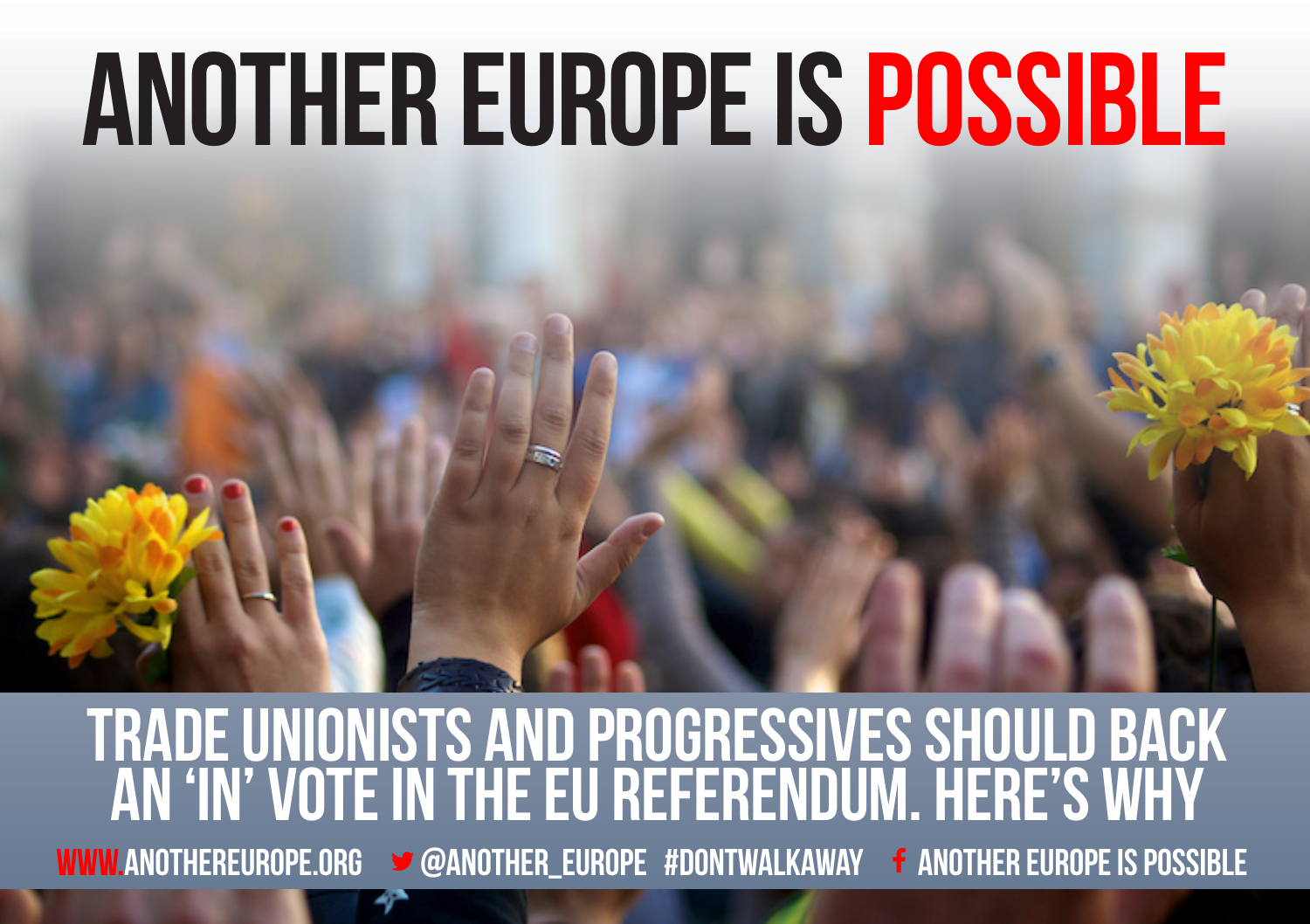# ANOTHER EUROPE IS POSSIBLE

## TRADE UNIONISTS AND PROGRESSIVES SHOULD BACK AN 'IN' VOTE IN THE EU REFERENDUM. HERE'S WHY

WWW.ANOTHEREUROPE.ORG @ANOTHER_EUROPE #DONTWALKAWAY ANOTHER EUROPE IS POSSIBLE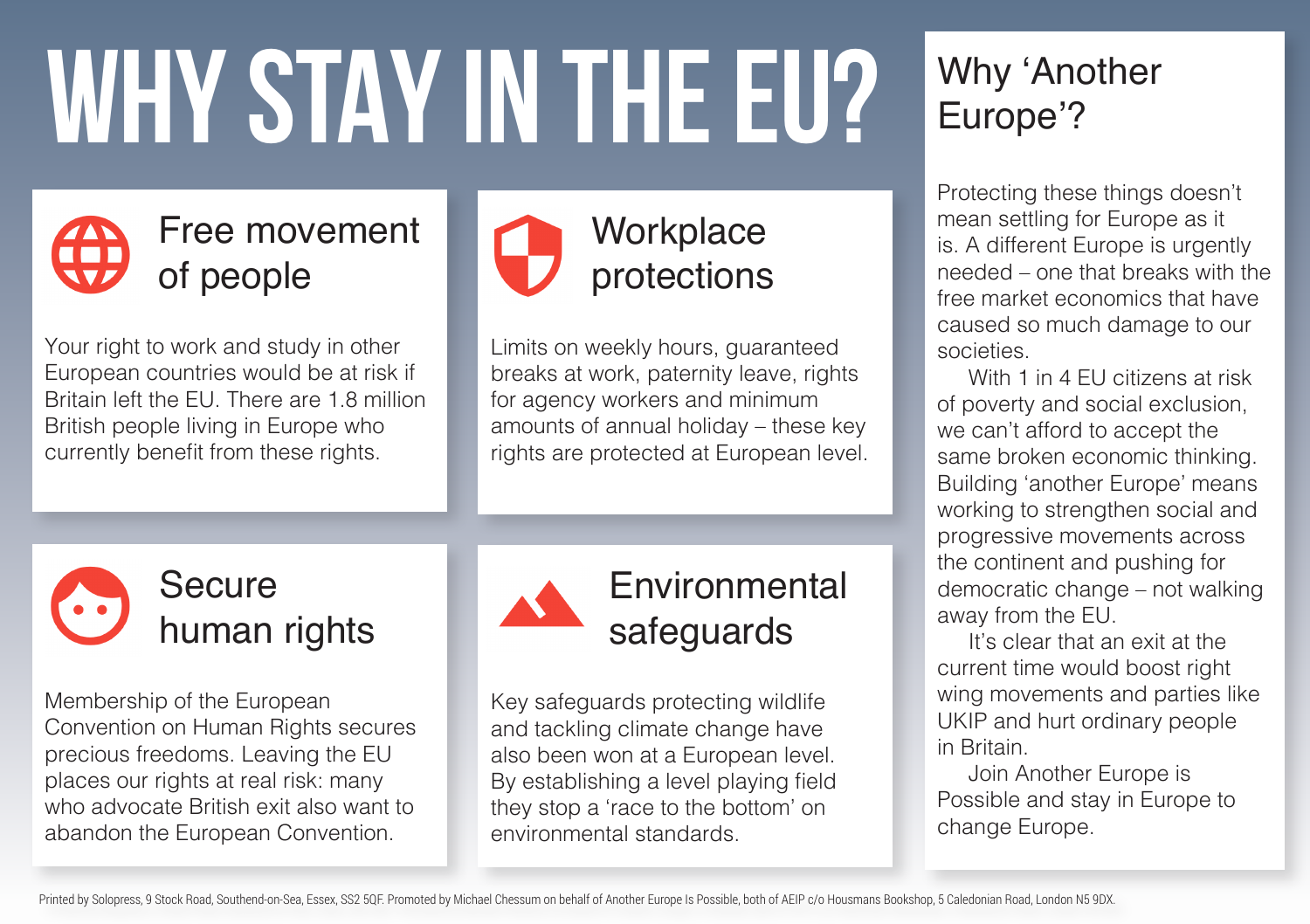# WHY STAY IN THE EU?

## Free movement of people

Your right to work and study in other European countries would be at risk if Britain left the EU. There are 1.8 million British people living in Europe who currently benefit from these rights.

## Workplace protections

Limits on weekly hours, guaranteed breaks at work, paternity leave, rights for agency workers and minimum amounts of annual holiday – these key rights are protected at European level.

## Secure human rights

Membership of the European Convention on Human Rights secures precious freedoms. Leaving the EU places our rights at real risk: many who advocate British exit also want to abandon the European Convention.

## Environmental safeguards

Key safeguards protecting wildlife and tackling climate change have also been won at a European level. By establishing a level playing field they stop a 'race to the bottom' on environmental standards.

## Why 'Another Europe'?

Protecting these things doesn't mean settling for Europe as it is. A different Europe is urgently needed – one that breaks with the free market economics that have caused so much damage to our societies.

With 1 in 4 EU citizens at risk of poverty and social exclusion, we can't afford to accept the same broken economic thinking. Building 'another Europe' means working to strengthen social and progressive movements across the continent and pushing for democratic change – not walking away from the EU.

It's clear that an exit at the current time would boost right wing movements and parties like UKIP and hurt ordinary people in Britain.

Join Another Europe is Possible and stay in Europe to change Europe.

Printed by Solopress, 9 Stock Road, Southend-on-Sea, Essex, SS2 5QF. Promoted by Michael Chessum on behalf of Another Europe Is Possible, both of AEIP c/o Housmans Bookshop, 5 Caledonian Road, London N5 9DX.